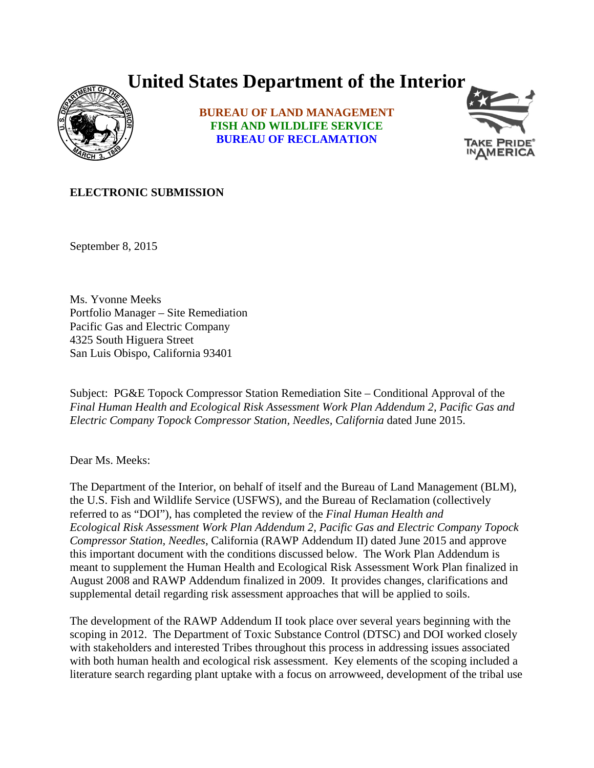# United States Department of the Interior

**BUREAU OF LAND MANAGEMENT**
**FISH AND WILDLIFE SERVICE**
**BUREAU OF RECLAMATION**

**ELECTRONIC SUBMISSION**

September 8, 2015

Ms. Yvonne Meeks
Portfolio Manager – Site Remediation
Pacific Gas and Electric Company
4325 South Higuera Street
San Luis Obispo, California 93401

Subject: PG&E Topock Compressor Station Remediation Site – Conditional Approval of the *Final Human Health and Ecological Risk Assessment Work Plan Addendum 2, Pacific Gas and Electric Company Topock Compressor Station, Needles, California* dated June 2015.

Dear Ms. Meeks:

The Department of the Interior, on behalf of itself and the Bureau of Land Management (BLM), the U.S. Fish and Wildlife Service (USFWS), and the Bureau of Reclamation (collectively referred to as "DOI"), has completed the review of the *Final Human Health and Ecological Risk Assessment Work Plan Addendum 2, Pacific Gas and Electric Company Topock Compressor Station, Needles*, California (RAWP Addendum II) dated June 2015 and approve this important document with the conditions discussed below. The Work Plan Addendum is meant to supplement the Human Health and Ecological Risk Assessment Work Plan finalized in August 2008 and RAWP Addendum finalized in 2009. It provides changes, clarifications and supplemental detail regarding risk assessment approaches that will be applied to soils.

The development of the RAWP Addendum II took place over several years beginning with the scoping in 2012. The Department of Toxic Substance Control (DTSC) and DOI worked closely with stakeholders and interested Tribes throughout this process in addressing issues associated with both human health and ecological risk assessment. Key elements of the scoping included a literature search regarding plant uptake with a focus on arrowweed, development of the tribal use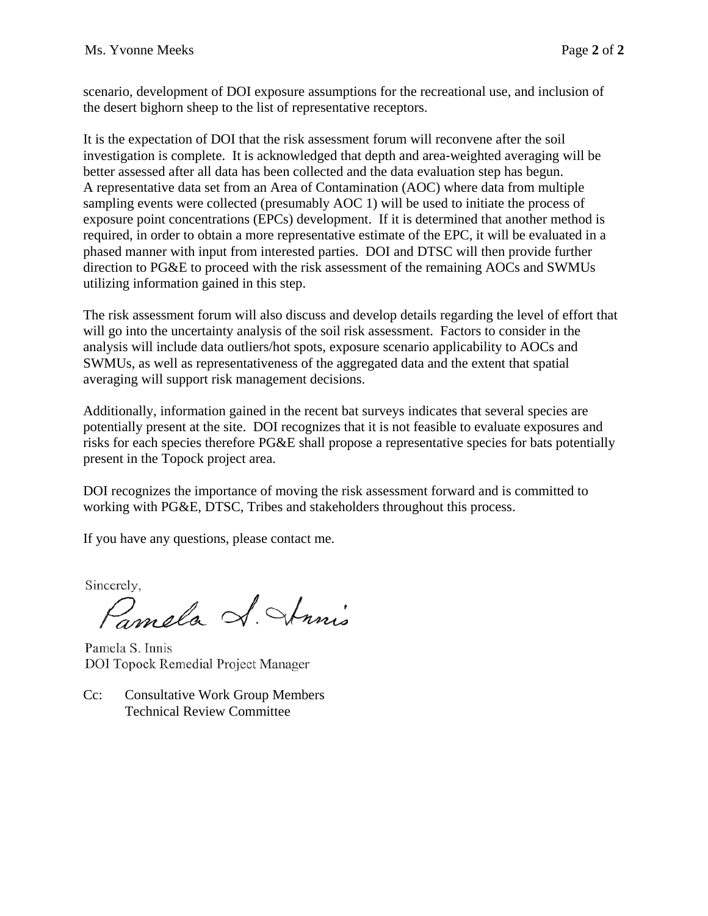scenario, development of DOI exposure assumptions for the recreational use, and inclusion of the desert bighorn sheep to the list of representative receptors.

It is the expectation of DOI that the risk assessment forum will reconvene after the soil investigation is complete. It is acknowledged that depth and area-weighted averaging will be better assessed after all data has been collected and the data evaluation step has begun. A representative data set from an Area of Contamination (AOC) where data from multiple sampling events were collected (presumably AOC 1) will be used to initiate the process of exposure point concentrations (EPCs) development. If it is determined that another method is required, in order to obtain a more representative estimate of the EPC, it will be evaluated in a phased manner with input from interested parties. DOI and DTSC will then provide further direction to PG&E to proceed with the risk assessment of the remaining AOCs and SWMUs utilizing information gained in this step.

The risk assessment forum will also discuss and develop details regarding the level of effort that will go into the uncertainty analysis of the soil risk assessment. Factors to consider in the analysis will include data outliers/hot spots, exposure scenario applicability to AOCs and SWMUs, as well as representativeness of the aggregated data and the extent that spatial averaging will support risk management decisions.

Additionally, information gained in the recent bat surveys indicates that several species are potentially present at the site. DOI recognizes that it is not feasible to evaluate exposures and risks for each species therefore PG&E shall propose a representative species for bats potentially present in the Topock project area.

DOI recognizes the importance of moving the risk assessment forward and is committed to working with PG&E, DTSC, Tribes and stakeholders throughout this process.

If you have any questions, please contact me.

Sincerely,

Pamela S. Innis

Pamela S. Innis
DOI Topock Remedial Project Manager

Cc: Consultative Work Group Members
Technical Review Committee